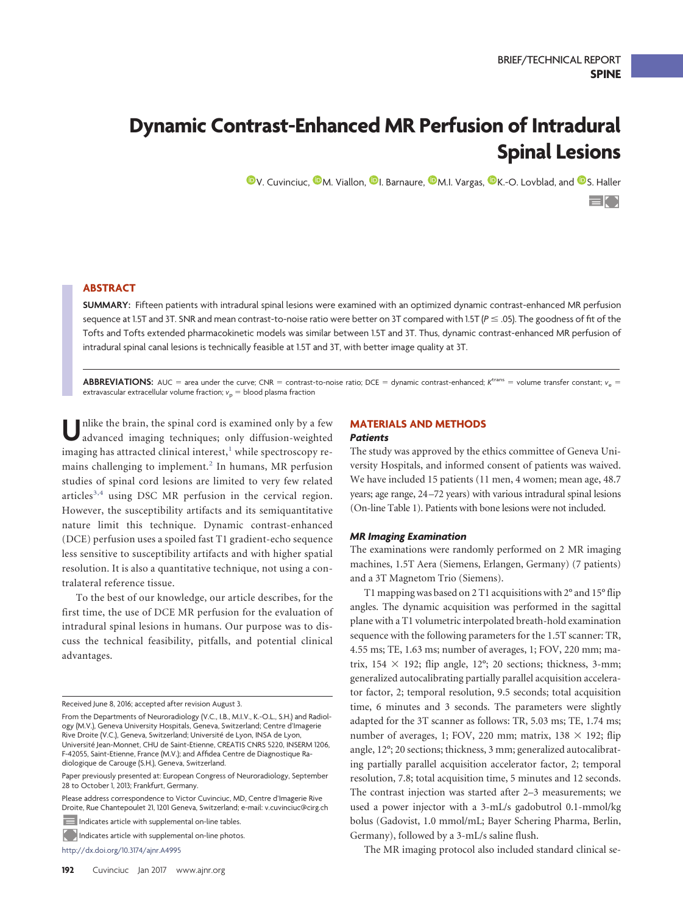BRIEF/TECHNICAL REPORT
**SPINE**

# Dynamic Contrast-Enhanced MR Perfusion of Intradural Spinal Lesions

V. Cuvinciuc, M. Viallon, I. Barnaure, M.I. Vargas, K.-O. Lovblad, and S. Haller

## ABSTRACT

**SUMMARY:** Fifteen patients with intradural spinal lesions were examined with an optimized dynamic contrast-enhanced MR perfusion sequence at 1.5T and 3T. SNR and mean contrast-to-noise ratio were better on 3T compared with 1.5T ($P \leq .05$). The goodness of fit of the Tofts and Tofts extended pharmacokinetic models was similar between 1.5T and 3T. Thus, dynamic contrast-enhanced MR perfusion of intradural spinal canal lesions is technically feasible at 1.5T and 3T, with better image quality at 3T.

**ABBREVIATIONS:** AUC = area under the curve; CNR = contrast-to-noise ratio; DCE = dynamic contrast-enhanced; $K^{trans}$ = volume transfer constant; $v_e$ = extravascular extracellular volume fraction; $v_p$ = blood plasma fraction

Unlike the brain, the spinal cord is examined only by a few advanced imaging techniques; only diffusion-weighted imaging has attracted clinical interest,[1] while spectroscopy remains challenging to implement.[2] In humans, MR perfusion studies of spinal cord lesions are limited to very few related articles[3,4] using DSC MR perfusion in the cervical region. However, the susceptibility artifacts and its semiquantitative nature limit this technique. Dynamic contrast-enhanced (DCE) perfusion uses a spoiled fast T1 gradient-echo sequence less sensitive to susceptibility artifacts and with higher spatial resolution. It is also a quantitative technique, not using a contralateral reference tissue.

To the best of our knowledge, our article describes, for the first time, the use of DCE MR perfusion for the evaluation of intradural spinal lesions in humans. Our purpose was to discuss the technical feasibility, pitfalls, and potential clinical advantages.

## MATERIALS AND METHODS

### Patients

The study was approved by the ethics committee of Geneva University Hospitals, and informed consent of patients was waived. We have included 15 patients (11 men, 4 women; mean age, 48.7 years; age range, 24–72 years) with various intradural spinal lesions (On-line Table 1). Patients with bone lesions were not included.

### MR Imaging Examination

The examinations were randomly performed on 2 MR imaging machines, 1.5T Aera (Siemens, Erlangen, Germany) (7 patients) and a 3T Magnetom Trio (Siemens).

T1 mapping was based on 2 T1 acquisitions with 2° and 15° flip angles. The dynamic acquisition was performed in the sagittal plane with a T1 volumetric interpolated breath-hold examination sequence with the following parameters for the 1.5T scanner: TR, 4.55 ms; TE, 1.63 ms; number of averages, 1; FOV, 220 mm; matrix, 154 × 192; flip angle, 12°; 20 sections; thickness, 3-mm; generalized autocalibrating partially parallel acquisition accelerator factor, 2; temporal resolution, 9.5 seconds; total acquisition time, 6 minutes and 3 seconds. The parameters were slightly adapted for the 3T scanner as follows: TR, 5.03 ms; TE, 1.74 ms; number of averages, 1; FOV, 220 mm; matrix, 138 × 192; flip angle, 12°; 20 sections; thickness, 3 mm; generalized autocalibrating partially parallel acquisition accelerator factor, 2; temporal resolution, 7.8; total acquisition time, 5 minutes and 12 seconds. The contrast injection was started after 2–3 measurements; we used a power injector with a 3-mL/s gadobutrol 0.1-mmol/kg bolus (Gadovist, 1.0 mmol/mL; Bayer Schering Pharma, Berlin, Germany), followed by a 3-mL/s saline flush.

The MR imaging protocol also included standard clinical se-

Received June 8, 2016; accepted after revision August 3.

From the Departments of Neuroradiology (V.C., I.B., M.I.V., K.-O.L., S.H.) and Radiology (M.V.), Geneva University Hospitals, Geneva, Switzerland; Centre d'Imagerie Rive Droite (V.C.), Geneva, Switzerland; Université de Lyon, INSA de Lyon, Université Jean-Monnet, CHU de Saint-Etienne, CREATIS CNRS 5220, INSERM 1206, F-42055, Saint-Etienne, France (M.V.); and Affidea Centre de Diagnostique Radiologique de Carouge (S.H.), Geneva, Switzerland.

Paper previously presented at: European Congress of Neuroradiology, September 28 to October 1, 2013; Frankfurt, Germany.

Please address correspondence to Victor Cuvinciuc, MD, Centre d'Imagerie Rive Droite, Rue Chantepoulet 21, 1201 Geneva, Switzerland; e-mail: v.cuvinciuc@cirg.ch

Indicates article with supplemental on-line tables.

Indicates article with supplemental on-line photos.

http://dx.doi.org/10.3174/ajnr.A4995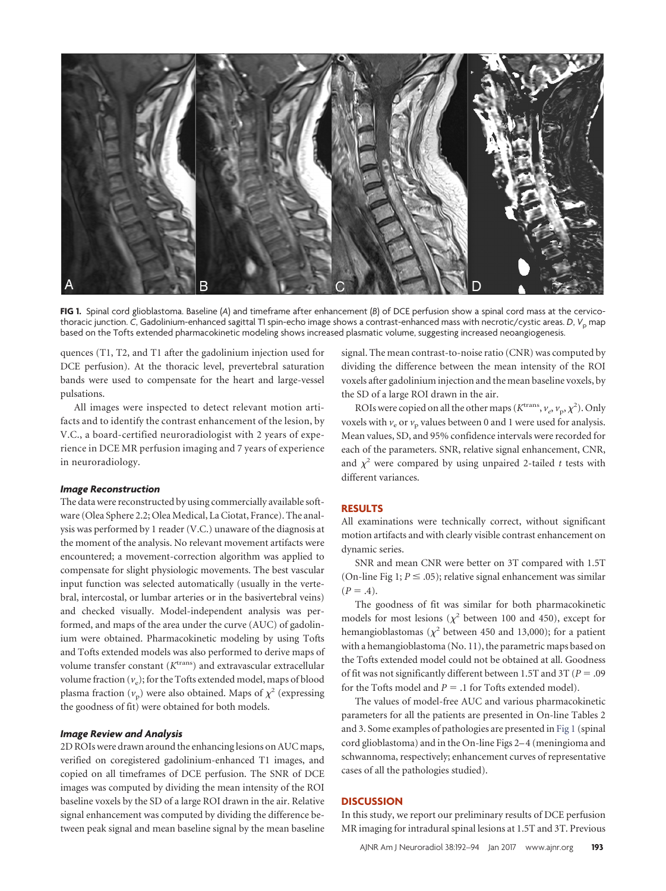**FIG 1.** Spinal cord glioblastoma. Baseline (*A*) and timeframe after enhancement (*B*) of DCE perfusion show a spinal cord mass at the cervicothoracic junction. *C*, Gadolinium-enhanced sagittal T1 spin-echo image shows a contrast-enhanced mass with necrotic/cystic areas. *D*, $V_p$ map based on the Tofts extended pharmacokinetic modeling shows increased plasmatic volume, suggesting increased neoangiogenesis.

quences (T1, T2, and T1 after the gadolinium injection used for DCE perfusion). At the thoracic level, prevertebral saturation bands were used to compensate for the heart and large-vessel pulsations.

All images were inspected to detect relevant motion artifacts and to identify the contrast enhancement of the lesion, by V.C., a board-certified neuroradiologist with 2 years of experience in DCE MR perfusion imaging and 7 years of experience in neuroradiology.

### Image Reconstruction

The data were reconstructed by using commercially available software (Olea Sphere 2.2; Olea Medical, La Ciotat, France). The analysis was performed by 1 reader (V.C.) unaware of the diagnosis at the moment of the analysis. No relevant movement artifacts were encountered; a movement-correction algorithm was applied to compensate for slight physiologic movements. The best vascular input function was selected automatically (usually in the vertebral, intercostal, or lumbar arteries or in the basivertebral veins) and checked visually. Model-independent analysis was performed, and maps of the area under the curve (AUC) of gadolinium were obtained. Pharmacokinetic modeling by using Tofts and Tofts extended models was also performed to derive maps of volume transfer constant ($K^{trans}$) and extravascular extracellular volume fraction ($v_e$); for the Tofts extended model, maps of blood plasma fraction ($v_p$) were also obtained. Maps of $\chi^2$ (expressing the goodness of fit) were obtained for both models.

### Image Review and Analysis

2D ROIs were drawn around the enhancing lesions on AUC maps, verified on coregistered gadolinium-enhanced T1 images, and copied on all timeframes of DCE perfusion. The SNR of DCE images was computed by dividing the mean intensity of the ROI baseline voxels by the SD of a large ROI drawn in the air. Relative signal enhancement was computed by dividing the difference between peak signal and mean baseline signal by the mean baseline signal. The mean contrast-to-noise ratio (CNR) was computed by dividing the difference between the mean intensity of the ROI voxels after gadolinium injection and the mean baseline voxels, by the SD of a large ROI drawn in the air.

ROIs were copied on all the other maps ($K^{trans}$, $v_e$, $v_p$, $\chi^2$). Only voxels with $v_e$ or $v_p$ values between 0 and 1 were used for analysis. Mean values, SD, and 95% confidence intervals were recorded for each of the parameters. SNR, relative signal enhancement, CNR, and $\chi^2$ were compared by using unpaired 2-tailed *t* tests with different variances.

## RESULTS

All examinations were technically correct, without significant motion artifacts and with clearly visible contrast enhancement on dynamic series.

SNR and mean CNR were better on 3T compared with 1.5T (On-line Fig 1; $P \leq .05$); relative signal enhancement was similar ($P = .4$).

The goodness of fit was similar for both pharmacokinetic models for most lesions ($\chi^2$ between 100 and 450), except for hemangioblastomas ($\chi^2$ between 450 and 13,000); for a patient with a hemangioblastoma (No. 11), the parametric maps based on the Tofts extended model could not be obtained at all. Goodness of fit was not significantly different between 1.5T and 3T ($P = .09$ for the Tofts model and $P = .1$ for Tofts extended model).

The values of model-free AUC and various pharmacokinetic parameters for all the patients are presented in On-line Tables 2 and 3. Some examples of pathologies are presented in Fig 1 (spinal cord glioblastoma) and in the On-line Figs 2–4 (meningioma and schwannoma, respectively; enhancement curves of representative cases of all the pathologies studied).

## DISCUSSION

In this study, we report our preliminary results of DCE perfusion MR imaging for intradural spinal lesions at 1.5T and 3T. Previous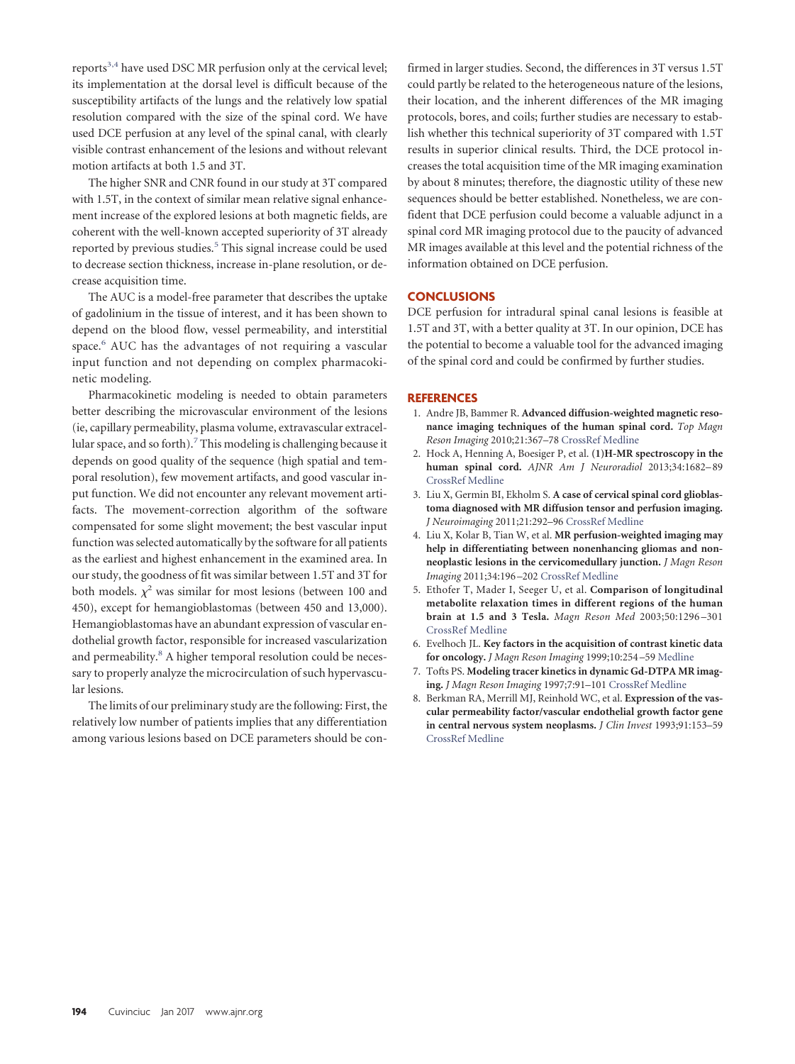reports[3,4] have used DSC MR perfusion only at the cervical level; its implementation at the dorsal level is difficult because of the susceptibility artifacts of the lungs and the relatively low spatial resolution compared with the size of the spinal cord. We have used DCE perfusion at any level of the spinal canal, with clearly visible contrast enhancement of the lesions and without relevant motion artifacts at both 1.5 and 3T.

The higher SNR and CNR found in our study at 3T compared with 1.5T, in the context of similar mean relative signal enhancement increase of the explored lesions at both magnetic fields, are coherent with the well-known accepted superiority of 3T already reported by previous studies.[5] This signal increase could be used to decrease section thickness, increase in-plane resolution, or decrease acquisition time.

The AUC is a model-free parameter that describes the uptake of gadolinium in the tissue of interest, and it has been shown to depend on the blood flow, vessel permeability, and interstitial space.[6] AUC has the advantages of not requiring a vascular input function and not depending on complex pharmacokinetic modeling.

Pharmacokinetic modeling is needed to obtain parameters better describing the microvascular environment of the lesions (ie, capillary permeability, plasma volume, extravascular extracellular space, and so forth).[7] This modeling is challenging because it depends on good quality of the sequence (high spatial and temporal resolution), few movement artifacts, and good vascular input function. We did not encounter any relevant movement artifacts. The movement-correction algorithm of the software compensated for some slight movement; the best vascular input function was selected automatically by the software for all patients as the earliest and highest enhancement in the examined area. In our study, the goodness of fit was similar between 1.5T and 3T for both models. $\chi^2$ was similar for most lesions (between 100 and 450), except for hemangioblastomas (between 450 and 13,000). Hemangioblastomas have an abundant expression of vascular endothelial growth factor, responsible for increased vascularization and permeability.[8] A higher temporal resolution could be necessary to properly analyze the microcirculation of such hypervascular lesions.

The limits of our preliminary study are the following: First, the relatively low number of patients implies that any differentiation among various lesions based on DCE parameters should be confirmed in larger studies. Second, the differences in 3T versus 1.5T could partly be related to the heterogeneous nature of the lesions, their location, and the inherent differences of the MR imaging protocols, bores, and coils; further studies are necessary to establish whether this technical superiority of 3T compared with 1.5T results in superior clinical results. Third, the DCE protocol increases the total acquisition time of the MR imaging examination by about 8 minutes; therefore, the diagnostic utility of these new sequences should be better established. Nonetheless, we are confident that DCE perfusion could become a valuable adjunct in a spinal cord MR imaging protocol due to the paucity of advanced MR images available at this level and the potential richness of the information obtained on DCE perfusion.

## CONCLUSIONS

DCE perfusion for intradural spinal canal lesions is feasible at 1.5T and 3T, with a better quality at 3T. In our opinion, DCE has the potential to become a valuable tool for the advanced imaging of the spinal cord and could be confirmed by further studies.

## REFERENCES

1. Andre JB, Bammer R. **Advanced diffusion-weighted magnetic resonance imaging techniques of the human spinal cord.** *Top Magn Reson Imaging* 2010;21:367–78 CrossRef Medline
2. Hock A, Henning A, Boesiger P, et al. **(1)H-MR spectroscopy in the human spinal cord.** *AJNR Am J Neuroradiol* 2013;34:1682–89 CrossRef Medline
3. Liu X, Germin BI, Ekholm S. **A case of cervical spinal cord glioblastoma diagnosed with MR diffusion tensor and perfusion imaging.** *J Neuroimaging* 2011;21:292–96 CrossRef Medline
4. Liu X, Kolar B, Tian W, et al. **MR perfusion-weighted imaging may help in differentiating between nonenhancing gliomas and nonneoplastic lesions in the cervicomedullary junction.** *J Magn Reson Imaging* 2011;34:196–202 CrossRef Medline
5. Ethofer T, Mader I, Seeger U, et al. **Comparison of longitudinal metabolite relaxation times in different regions of the human brain at 1.5 and 3 Tesla.** *Magn Reson Med* 2003;50:1296–301 CrossRef Medline
6. Evelhoch JL. **Key factors in the acquisition of contrast kinetic data for oncology.** *J Magn Reson Imaging* 1999;10:254–59 Medline
7. Tofts PS. **Modeling tracer kinetics in dynamic Gd-DTPA MR imaging.** *J Magn Reson Imaging* 1997;7:91–101 CrossRef Medline
8. Berkman RA, Merrill MJ, Reinhold WC, et al. **Expression of the vascular permeability factor/vascular endothelial growth factor gene in central nervous system neoplasms.** *J Clin Invest* 1993;91:153–59 CrossRef Medline